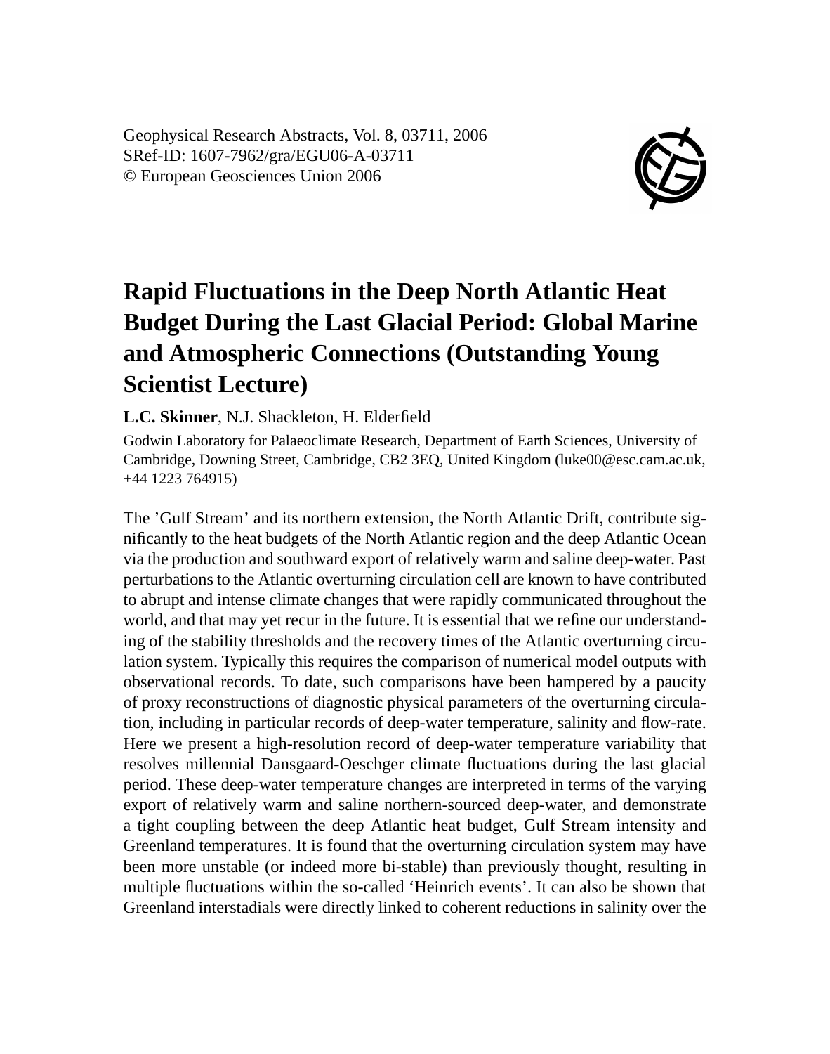Geophysical Research Abstracts, Vol. 8, 03711, 2006
SRef-ID: 1607-7962/gra/EGU06-A-03711
© European Geosciences Union 2006

# Rapid Fluctuations in the Deep North Atlantic Heat Budget During the Last Glacial Period: Global Marine and Atmospheric Connections (Outstanding Young Scientist Lecture)

**L.C. Skinner**, N.J. Shackleton, H. Elderfield

Godwin Laboratory for Palaeoclimate Research, Department of Earth Sciences, University of Cambridge, Downing Street, Cambridge, CB2 3EQ, United Kingdom (luke00@esc.cam.ac.uk, +44 1223 764915)

The 'Gulf Stream' and its northern extension, the North Atlantic Drift, contribute significantly to the heat budgets of the North Atlantic region and the deep Atlantic Ocean via the production and southward export of relatively warm and saline deep-water. Past perturbations to the Atlantic overturning circulation cell are known to have contributed to abrupt and intense climate changes that were rapidly communicated throughout the world, and that may yet recur in the future. It is essential that we refine our understanding of the stability thresholds and the recovery times of the Atlantic overturning circulation system. Typically this requires the comparison of numerical model outputs with observational records. To date, such comparisons have been hampered by a paucity of proxy reconstructions of diagnostic physical parameters of the overturning circulation, including in particular records of deep-water temperature, salinity and flow-rate. Here we present a high-resolution record of deep-water temperature variability that resolves millennial Dansgaard-Oeschger climate fluctuations during the last glacial period. These deep-water temperature changes are interpreted in terms of the varying export of relatively warm and saline northern-sourced deep-water, and demonstrate a tight coupling between the deep Atlantic heat budget, Gulf Stream intensity and Greenland temperatures. It is found that the overturning circulation system may have been more unstable (or indeed more bi-stable) than previously thought, resulting in multiple fluctuations within the so-called 'Heinrich events'. It can also be shown that Greenland interstadials were directly linked to coherent reductions in salinity over the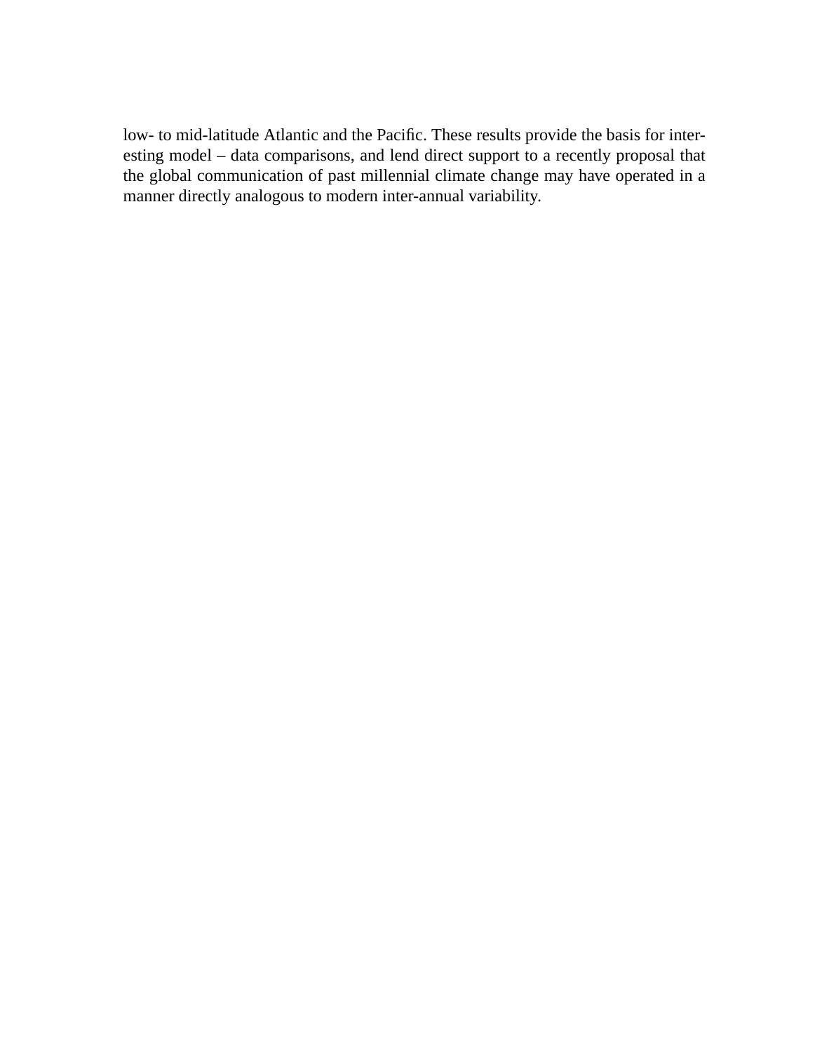low- to mid-latitude Atlantic and the Pacific. These results provide the basis for interesting model – data comparisons, and lend direct support to a recently proposal that the global communication of past millennial climate change may have operated in a manner directly analogous to modern inter-annual variability.